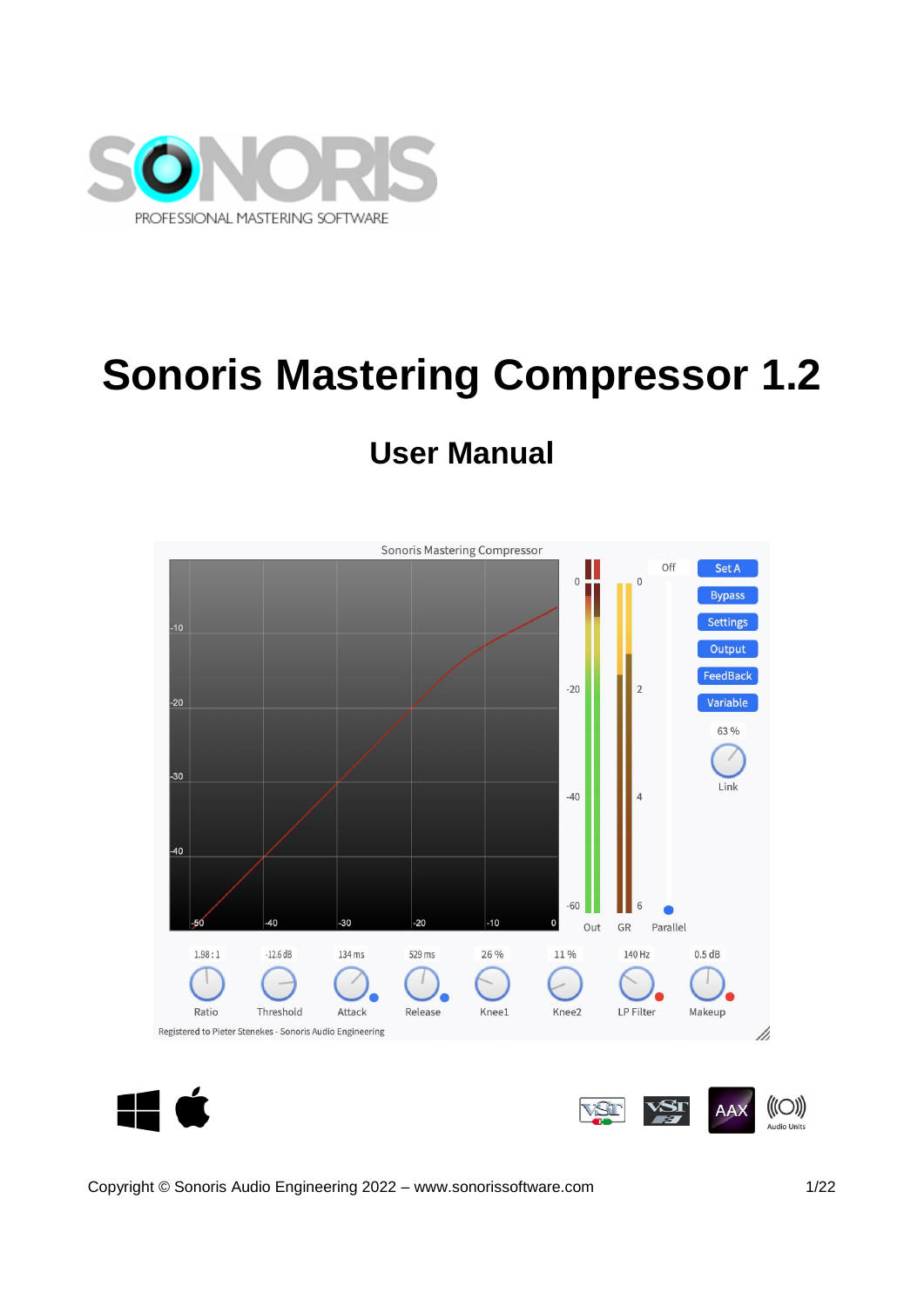# Sonoris Mastering Compressor 1.2

## User Manual

Copyright © Sonoris Audio Engineering 2022 – www.sonorissoftware.com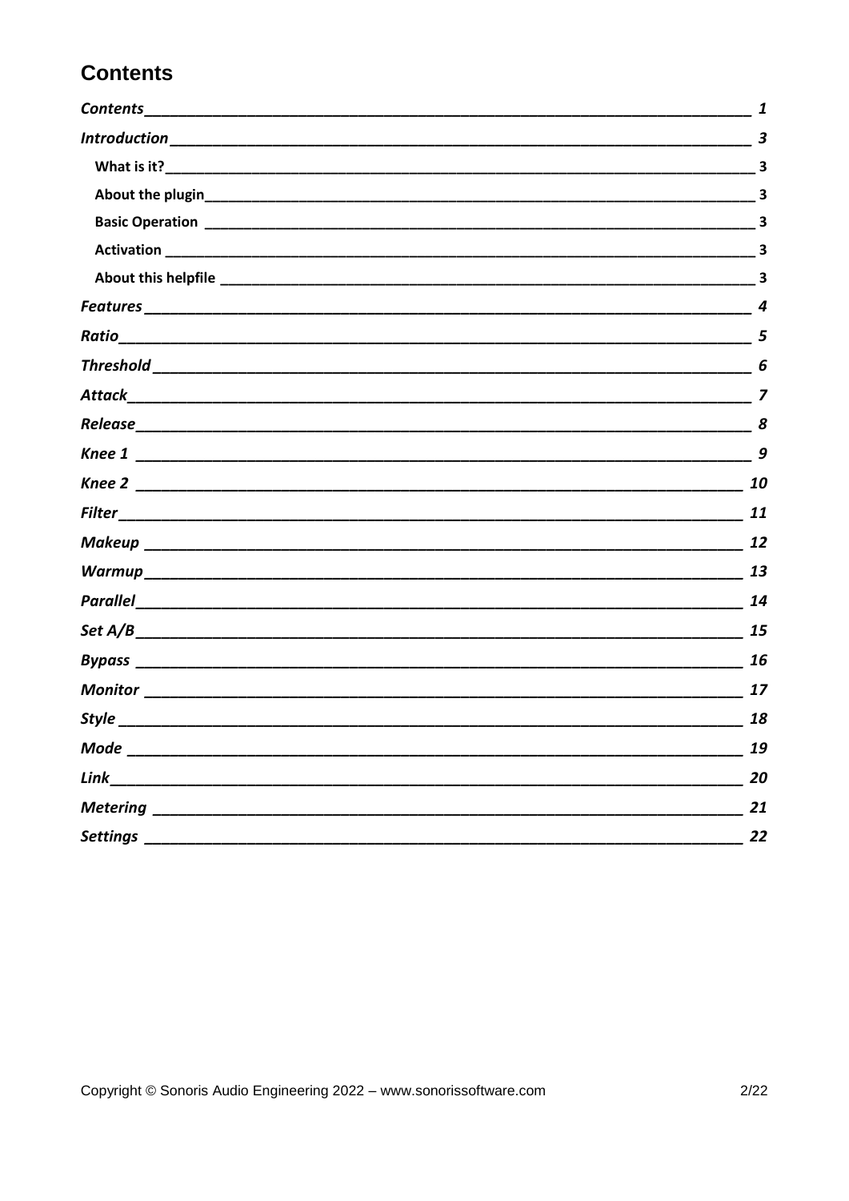# Contents

*Contents* 1

*Introduction* 3

- **What is it?** 3
- **About the plugin** 3
- **Basic Operation** 3
- **Activation** 3
- **About this helpfile** 3

*Features* 4

*Ratio* 5

*Threshold* 6

*Attack* 7

*Release* 8

*Knee 1* 9

*Knee 2* 10

*Filter* 11

*Makeup* 12

*Warmup* 13

*Parallel* 14

*Set A/B* 15

*Bypass* 16

*Monitor* 17

*Style* 18

*Mode* 19

*Link* 20

*Metering* 21

*Settings* 22

Copyright © Sonoris Audio Engineering 2022 – www.sonorissoftware.com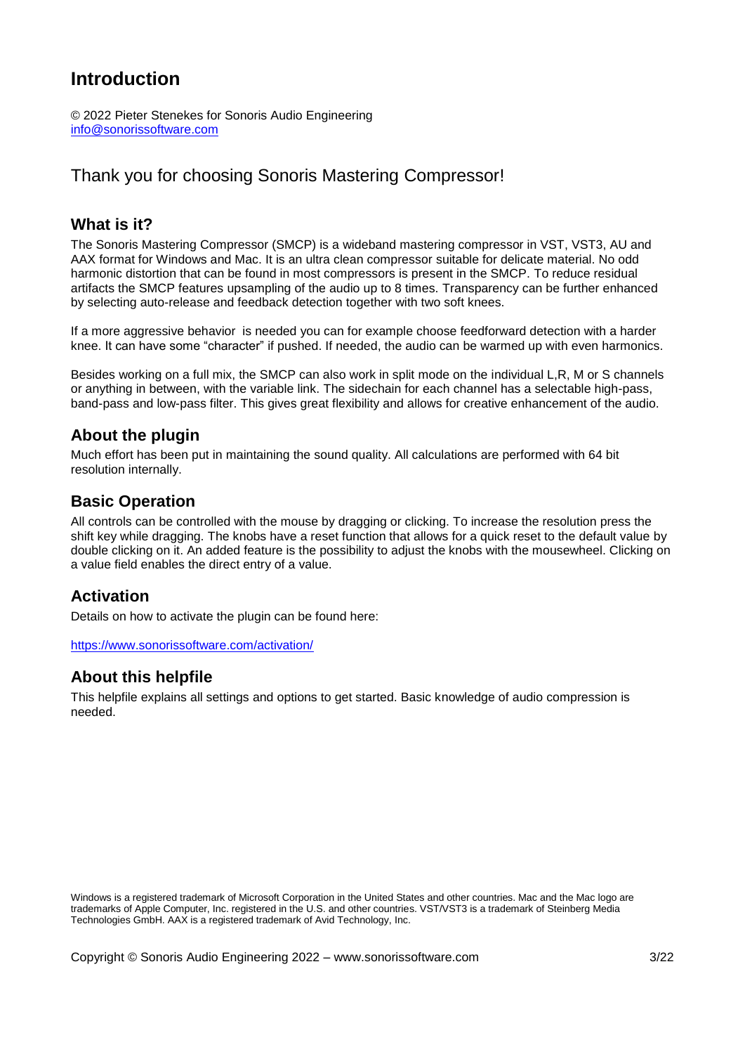# Introduction

© 2022 Pieter Stenekes for Sonoris Audio Engineering
[info@sonorissoftware.com](mailto:info@sonorissoftware.com)

## Thank you for choosing Sonoris Mastering Compressor!

### What is it?

The Sonoris Mastering Compressor (SMCP) is a wideband mastering compressor in VST, VST3, AU and AAX format for Windows and Mac. It is an ultra clean compressor suitable for delicate material. No odd harmonic distortion that can be found in most compressors is present in the SMCP. To reduce residual artifacts the SMCP features upsampling of the audio up to 8 times. Transparency can be further enhanced by selecting auto-release and feedback detection together with two soft knees.

If a more aggressive behavior  is needed you can for example choose feedforward detection with a harder knee. It can have some "character" if pushed. If needed, the audio can be warmed up with even harmonics.

Besides working on a full mix, the SMCP can also work in split mode on the individual L,R, M or S channels or anything in between, with the variable link. The sidechain for each channel has a selectable high-pass, band-pass and low-pass filter. This gives great flexibility and allows for creative enhancement of the audio.

### About the plugin

Much effort has been put in maintaining the sound quality. All calculations are performed with 64 bit resolution internally.

### Basic Operation

All controls can be controlled with the mouse by dragging or clicking. To increase the resolution press the shift key while dragging. The knobs have a reset function that allows for a quick reset to the default value by double clicking on it. An added feature is the possibility to adjust the knobs with the mousewheel. Clicking on a value field enables the direct entry of a value.

### Activation

Details on how to activate the plugin can be found here:

<https://www.sonorissoftware.com/activation/>

### About this helpfile

This helpfile explains all settings and options to get started. Basic knowledge of audio compression is needed.

Windows is a registered trademark of Microsoft Corporation in the United States and other countries. Mac and the Mac logo are trademarks of Apple Computer, Inc. registered in the U.S. and other countries. VST/VST3 is a trademark of Steinberg Media Technologies GmbH. AAX is a registered trademark of Avid Technology, Inc.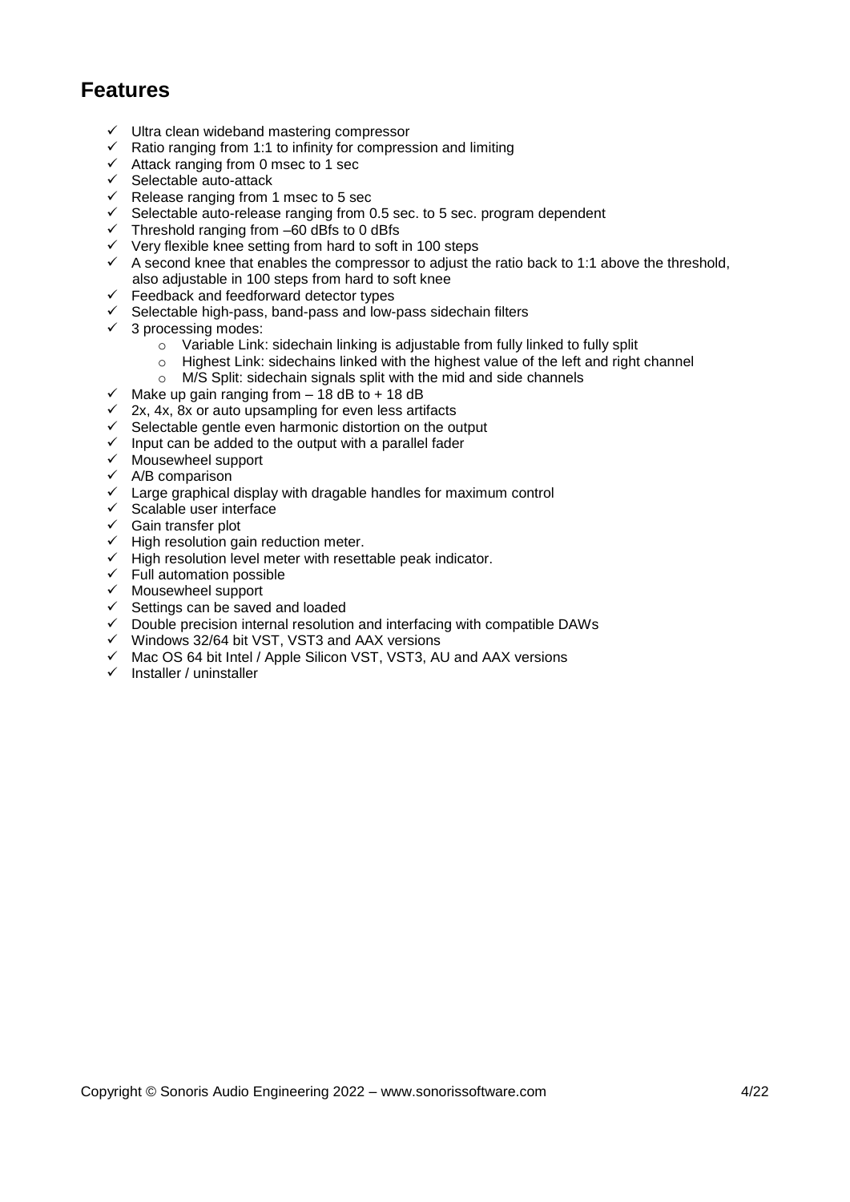## Features

- Ultra clean wideband mastering compressor
- Ratio ranging from 1:1 to infinity for compression and limiting
- Attack ranging from 0 msec to 1 sec
- Selectable auto-attack
- Release ranging from 1 msec to 5 sec
- Selectable auto-release ranging from 0.5 sec. to 5 sec. program dependent
- Threshold ranging from –60 dBfs to 0 dBfs
- Very flexible knee setting from hard to soft in 100 steps
- A second knee that enables the compressor to adjust the ratio back to 1:1 above the threshold, also adjustable in 100 steps from hard to soft knee
- Feedback and feedforward detector types
- Selectable high-pass, band-pass and low-pass sidechain filters
- 3 processing modes:
  - Variable Link: sidechain linking is adjustable from fully linked to fully split
  - Highest Link: sidechains linked with the highest value of the left and right channel
  - M/S Split: sidechain signals split with the mid and side channels
- Make up gain ranging from – 18 dB to + 18 dB
- 2x, 4x, 8x or auto upsampling for even less artifacts
- Selectable gentle even harmonic distortion on the output
- Input can be added to the output with a parallel fader
- Mousewheel support
- A/B comparison
- Large graphical display with dragable handles for maximum control
- Scalable user interface
- Gain transfer plot
- High resolution gain reduction meter.
- High resolution level meter with resettable peak indicator.
- Full automation possible
- Mousewheel support
- Settings can be saved and loaded
- Double precision internal resolution and interfacing with compatible DAWs
- Windows 32/64 bit VST, VST3 and AAX versions
- Mac OS 64 bit Intel / Apple Silicon VST, VST3, AU and AAX versions
- Installer / uninstaller

Copyright © Sonoris Audio Engineering 2022 – www.sonorissoftware.com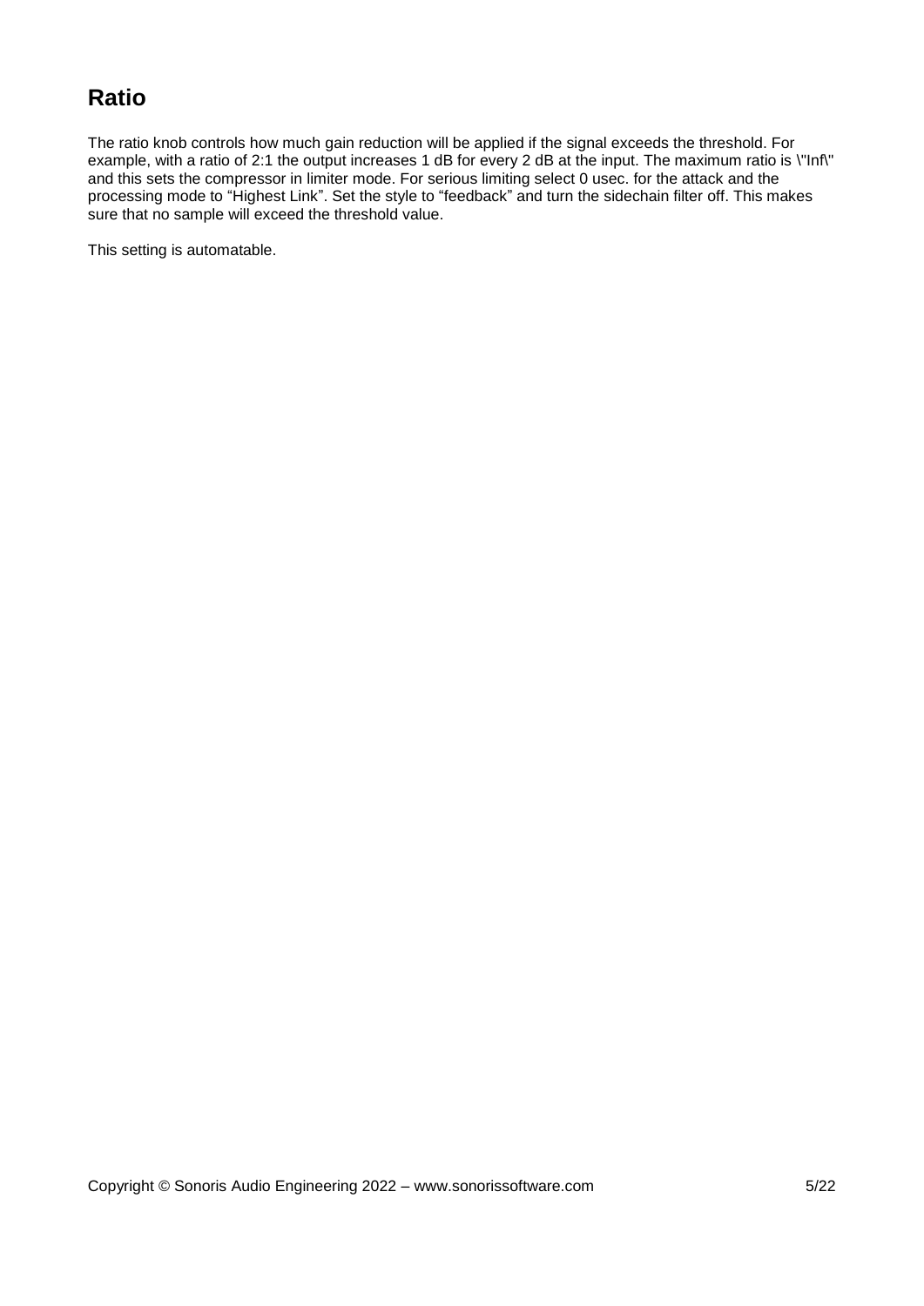# Ratio

The ratio knob controls how much gain reduction will be applied if the signal exceeds the threshold. For example, with a ratio of 2:1 the output increases 1 dB for every 2 dB at the input. The maximum ratio is \"Inf\" and this sets the compressor in limiter mode. For serious limiting select 0 usec. for the attack and the processing mode to “Highest Link”. Set the style to “feedback” and turn the sidechain filter off. This makes sure that no sample will exceed the threshold value.

This setting is automatable.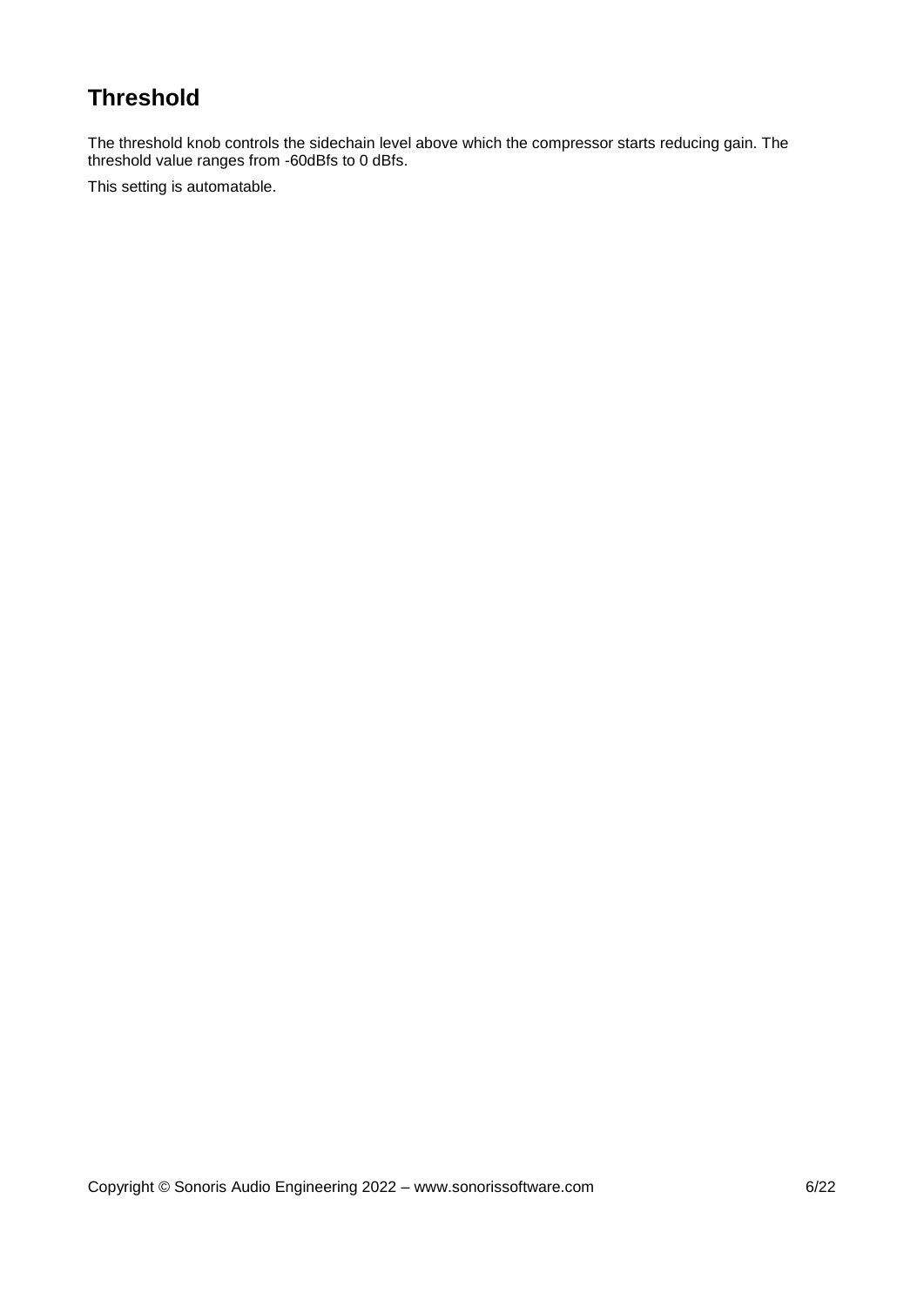# Threshold

The threshold knob controls the sidechain level above which the compressor starts reducing gain. The threshold value ranges from -60dBfs to 0 dBfs.

This setting is automatable.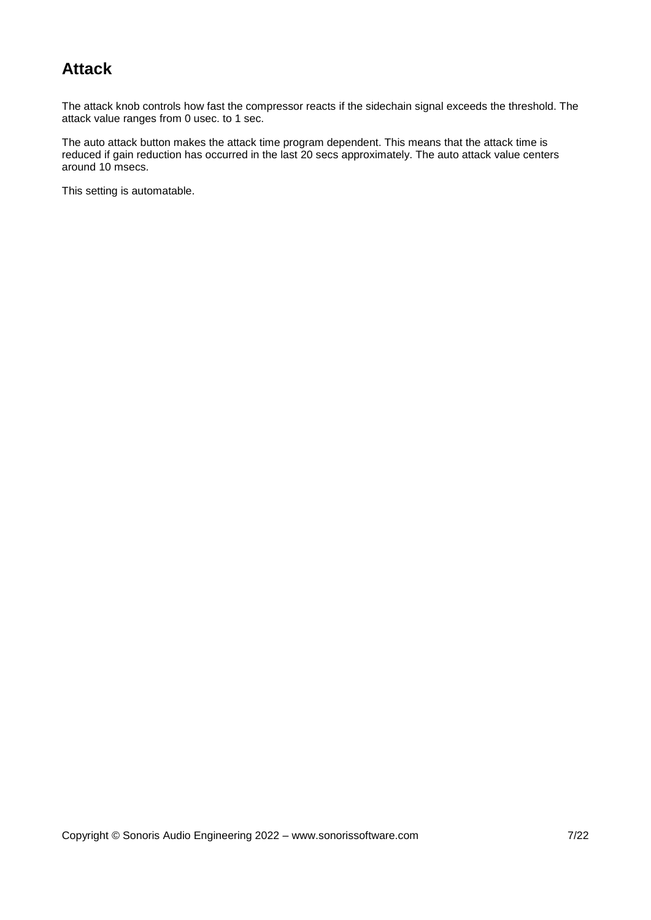## Attack

The attack knob controls how fast the compressor reacts if the sidechain signal exceeds the threshold. The attack value ranges from 0 usec. to 1 sec.

The auto attack button makes the attack time program dependent. This means that the attack time is reduced if gain reduction has occurred in the last 20 secs approximately. The auto attack value centers around 10 msecs.

This setting is automatable.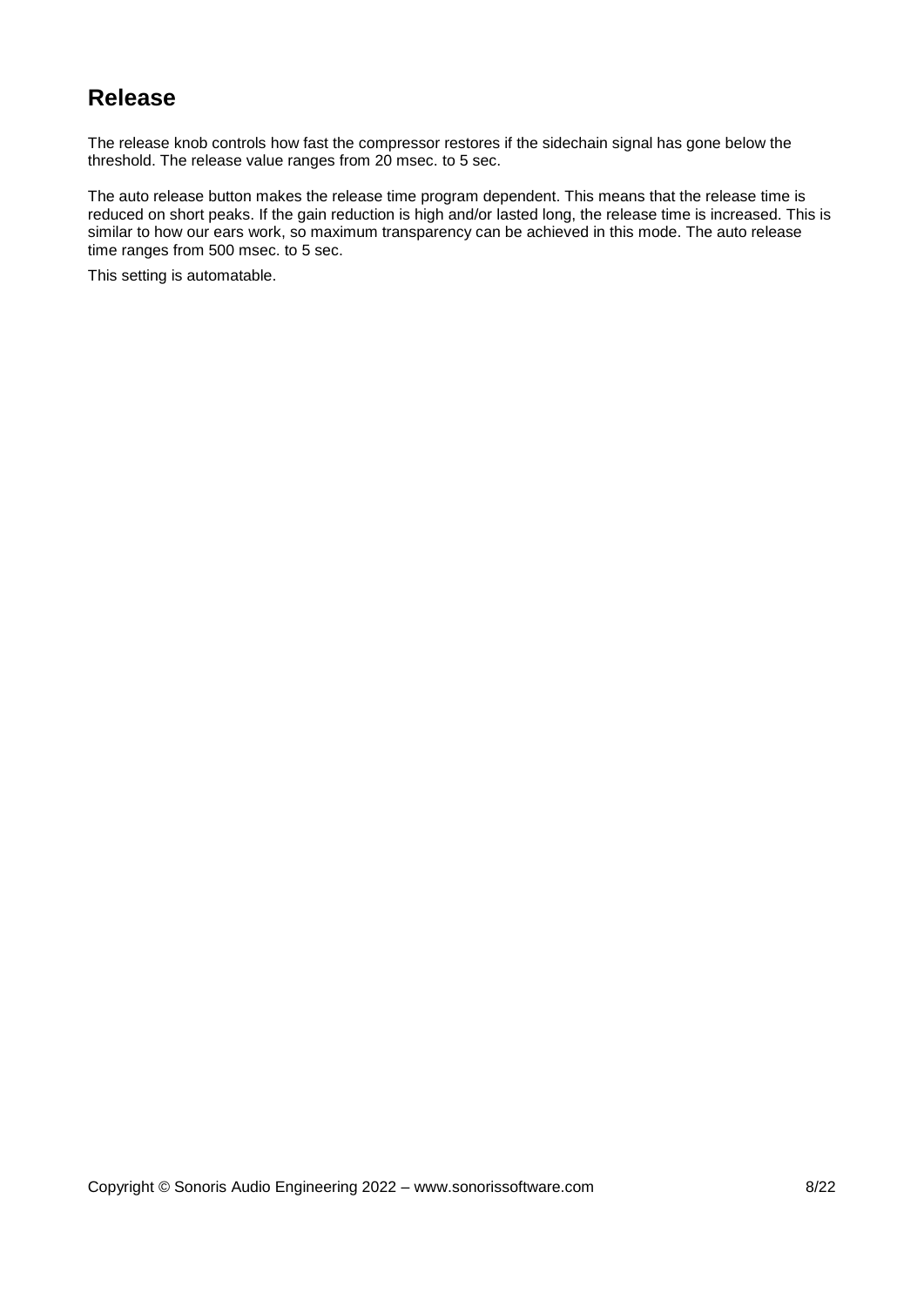## Release

The release knob controls how fast the compressor restores if the sidechain signal has gone below the threshold. The release value ranges from 20 msec. to 5 sec.

The auto release button makes the release time program dependent. This means that the release time is reduced on short peaks. If the gain reduction is high and/or lasted long, the release time is increased. This is similar to how our ears work, so maximum transparency can be achieved in this mode. The auto release time ranges from 500 msec. to 5 sec.

This setting is automatable.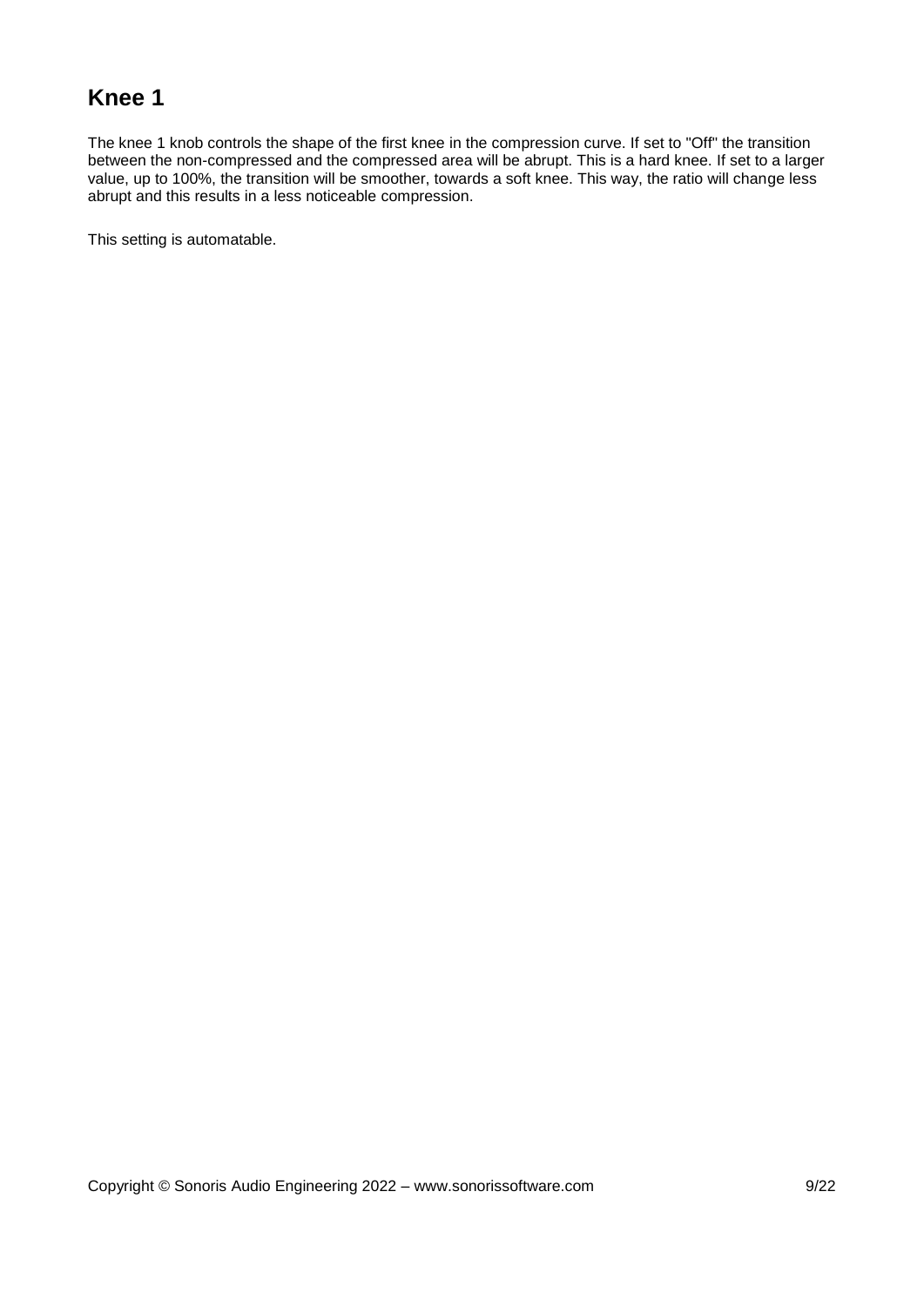# Knee 1

The knee 1 knob controls the shape of the first knee in the compression curve. If set to "Off" the transition between the non-compressed and the compressed area will be abrupt. This is a hard knee. If set to a larger value, up to 100%, the transition will be smoother, towards a soft knee. This way, the ratio will change less abrupt and this results in a less noticeable compression.

This setting is automatable.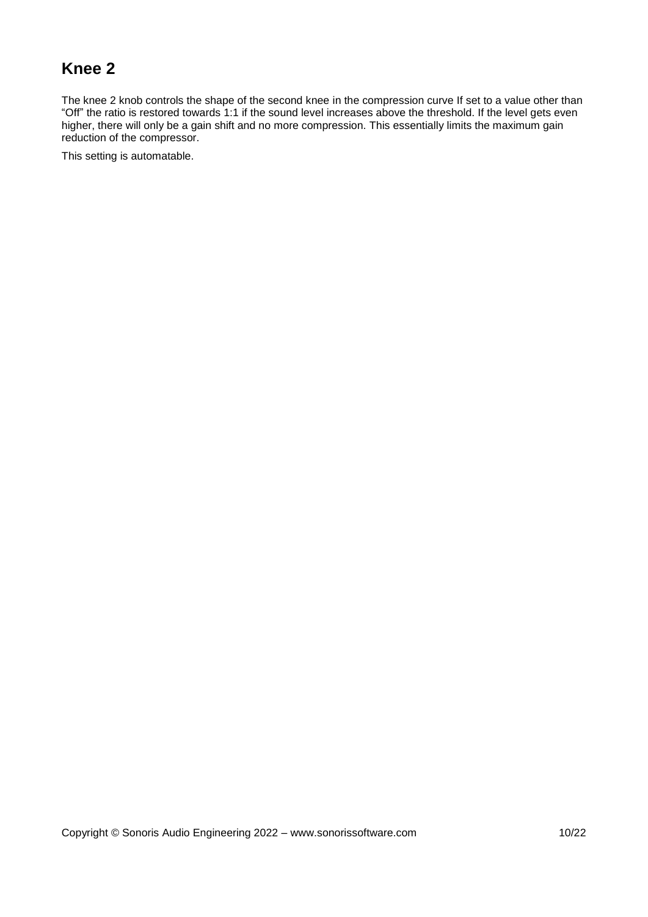## Knee 2

The knee 2 knob controls the shape of the second knee in the compression curve If set to a value other than "Off" the ratio is restored towards 1:1 if the sound level increases above the threshold. If the level gets even higher, there will only be a gain shift and no more compression. This essentially limits the maximum gain reduction of the compressor.

This setting is automatable.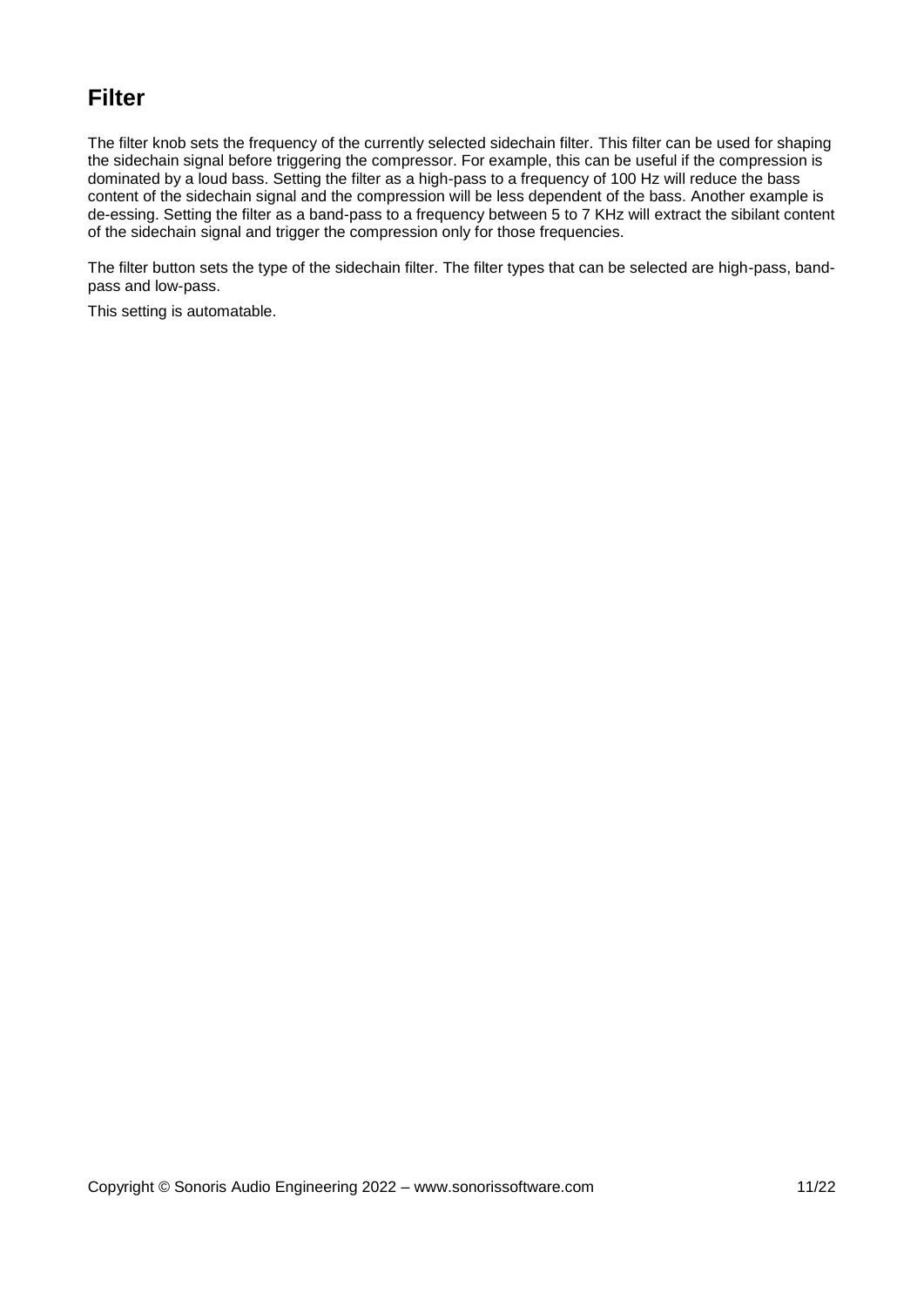# Filter

The filter knob sets the frequency of the currently selected sidechain filter. This filter can be used for shaping the sidechain signal before triggering the compressor. For example, this can be useful if the compression is dominated by a loud bass. Setting the filter as a high-pass to a frequency of 100 Hz will reduce the bass content of the sidechain signal and the compression will be less dependent of the bass. Another example is de-essing. Setting the filter as a band-pass to a frequency between 5 to 7 KHz will extract the sibilant content of the sidechain signal and trigger the compression only for those frequencies.

The filter button sets the type of the sidechain filter. The filter types that can be selected are high-pass, band-pass and low-pass.

This setting is automatable.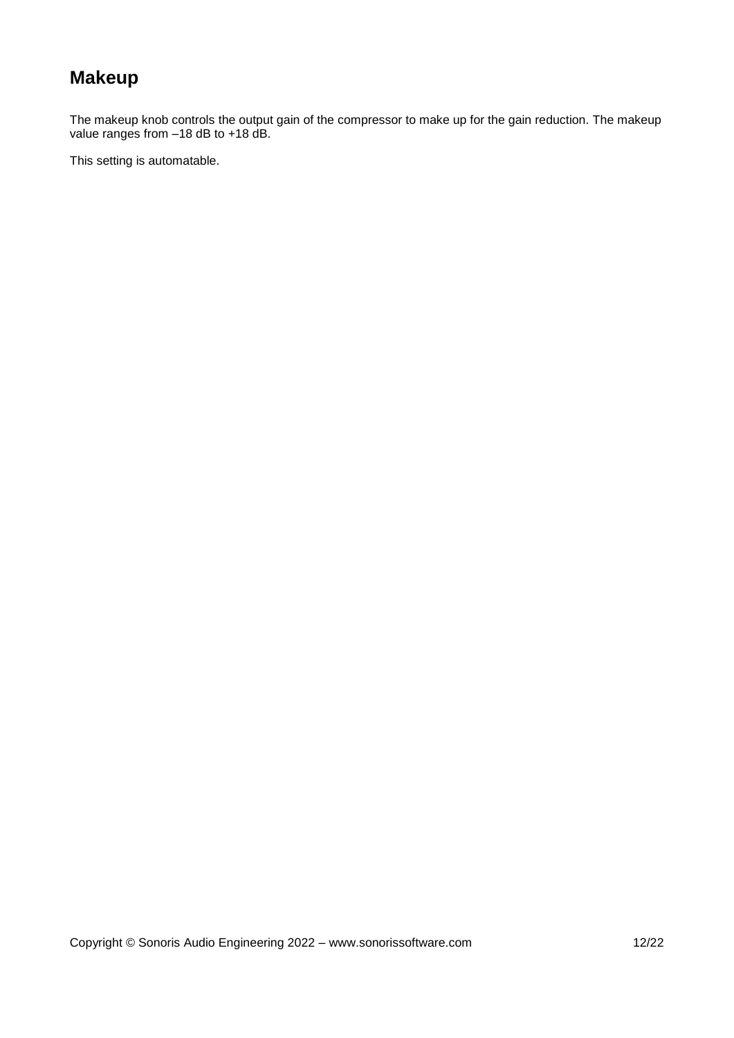## Makeup

The makeup knob controls the output gain of the compressor to make up for the gain reduction. The makeup value ranges from –18 dB to +18 dB.

This setting is automatable.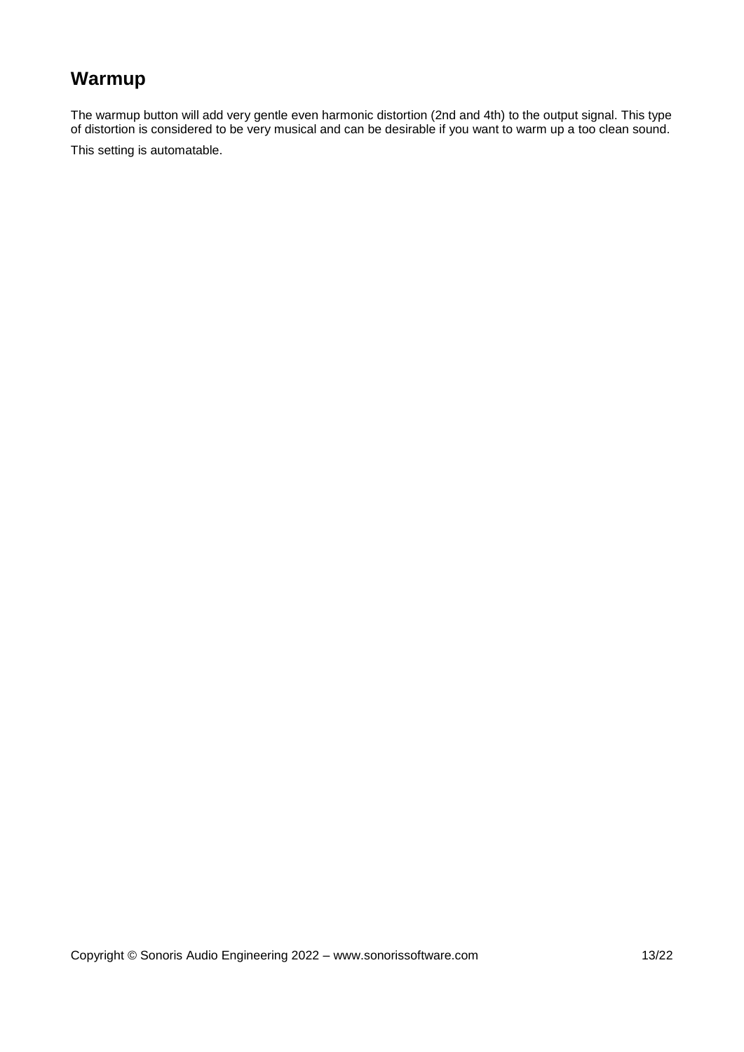## Warmup

The warmup button will add very gentle even harmonic distortion (2nd and 4th) to the output signal. This type of distortion is considered to be very musical and can be desirable if you want to warm up a too clean sound.

This setting is automatable.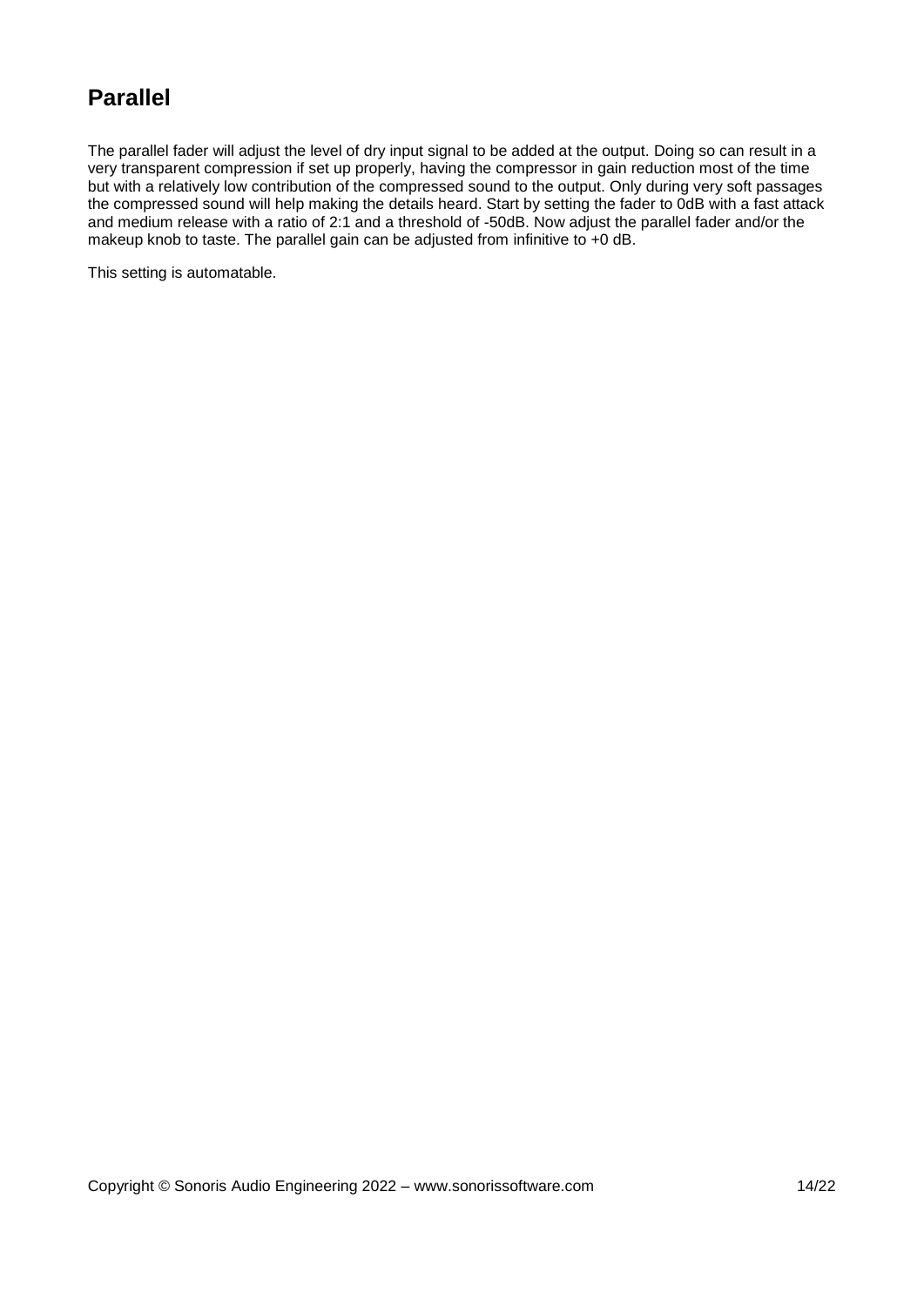## Parallel

The parallel fader will adjust the level of dry input signal to be added at the output. Doing so can result in a very transparent compression if set up properly, having the compressor in gain reduction most of the time but with a relatively low contribution of the compressed sound to the output. Only during very soft passages the compressed sound will help making the details heard. Start by setting the fader to 0dB with a fast attack and medium release with a ratio of 2:1 and a threshold of -50dB. Now adjust the parallel fader and/or the makeup knob to taste. The parallel gain can be adjusted from infinitive to +0 dB.

This setting is automatable.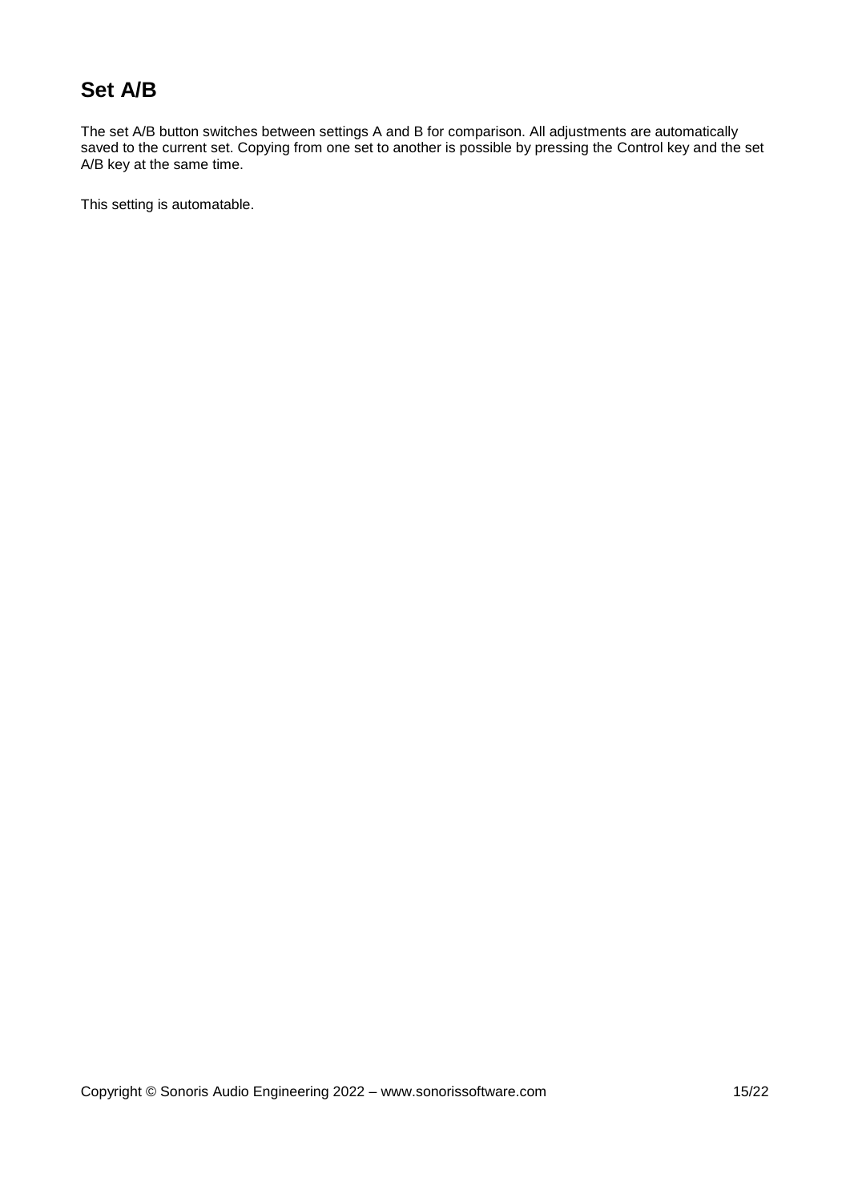## Set A/B

The set A/B button switches between settings A and B for comparison. All adjustments are automatically saved to the current set. Copying from one set to another is possible by pressing the Control key and the set A/B key at the same time.

This setting is automatable.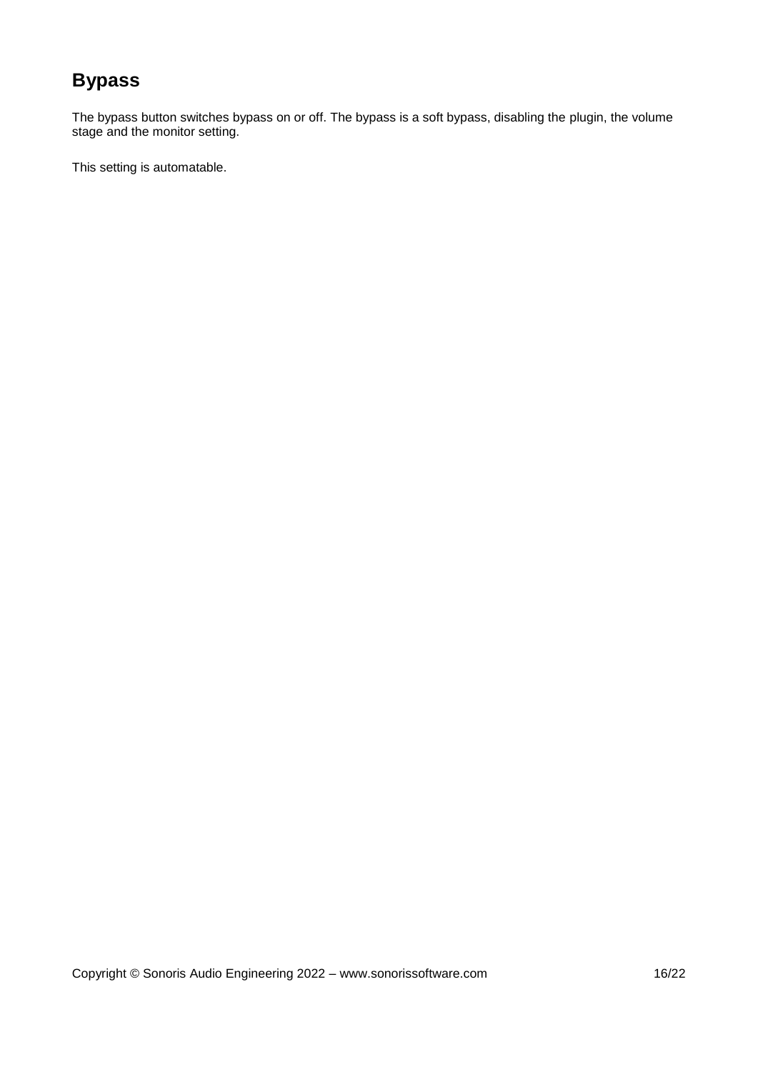## Bypass

The bypass button switches bypass on or off. The bypass is a soft bypass, disabling the plugin, the volume stage and the monitor setting.

This setting is automatable.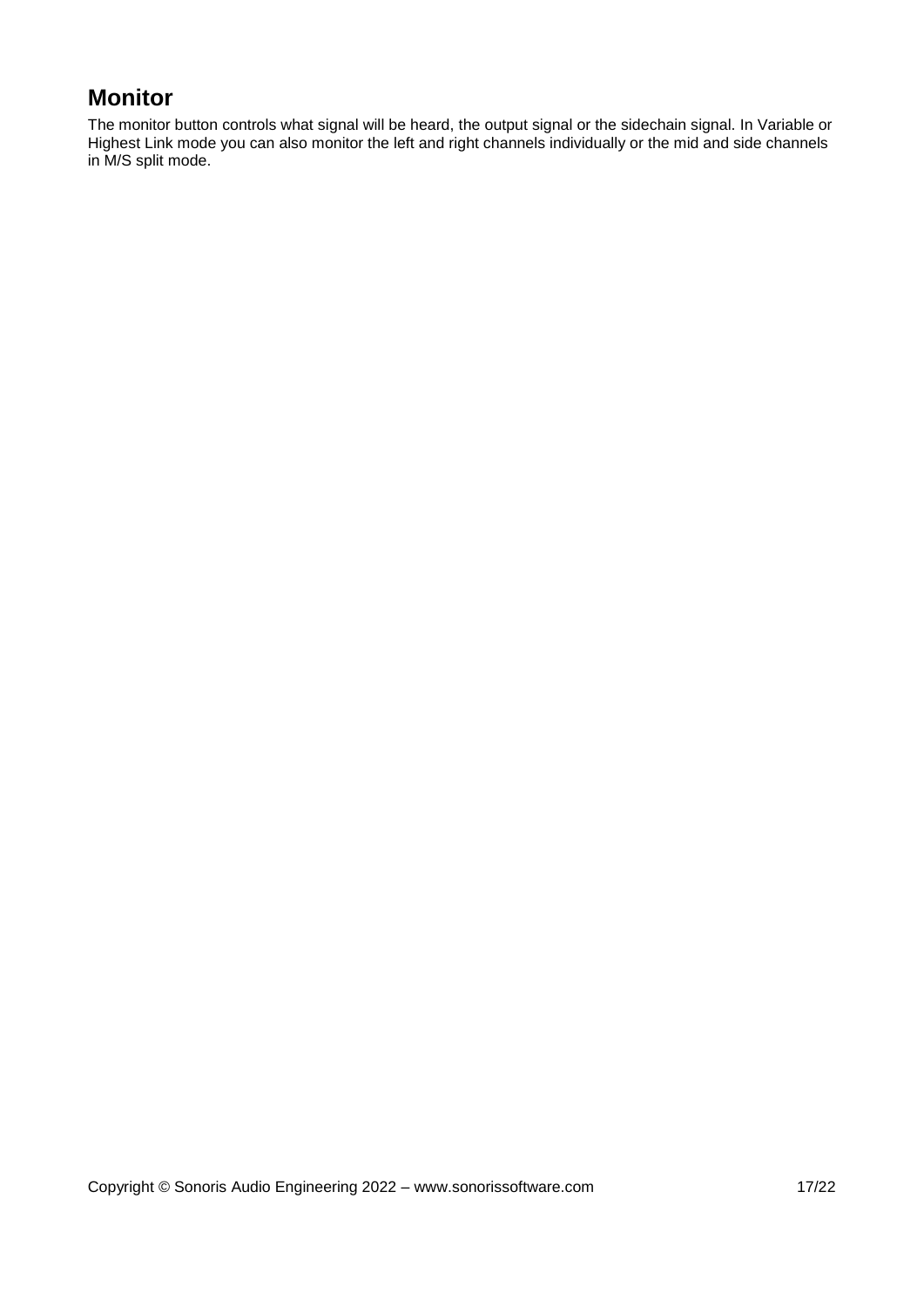## Monitor

The monitor button controls what signal will be heard, the output signal or the sidechain signal. In Variable or Highest Link mode you can also monitor the left and right channels individually or the mid and side channels in M/S split mode.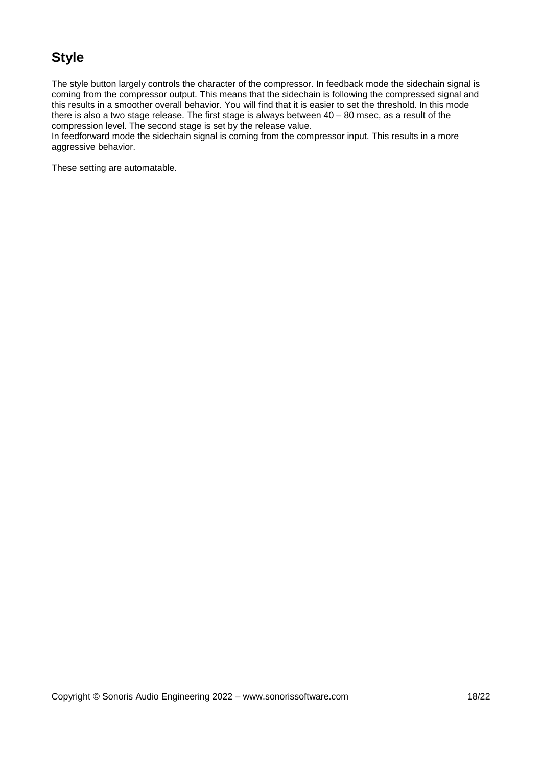## Style

The style button largely controls the character of the compressor. In feedback mode the sidechain signal is coming from the compressor output. This means that the sidechain is following the compressed signal and this results in a smoother overall behavior. You will find that it is easier to set the threshold. In this mode there is also a two stage release. The first stage is always between 40 – 80 msec, as a result of the compression level. The second stage is set by the release value.
In feedforward mode the sidechain signal is coming from the compressor input. This results in a more aggressive behavior.

These setting are automatable.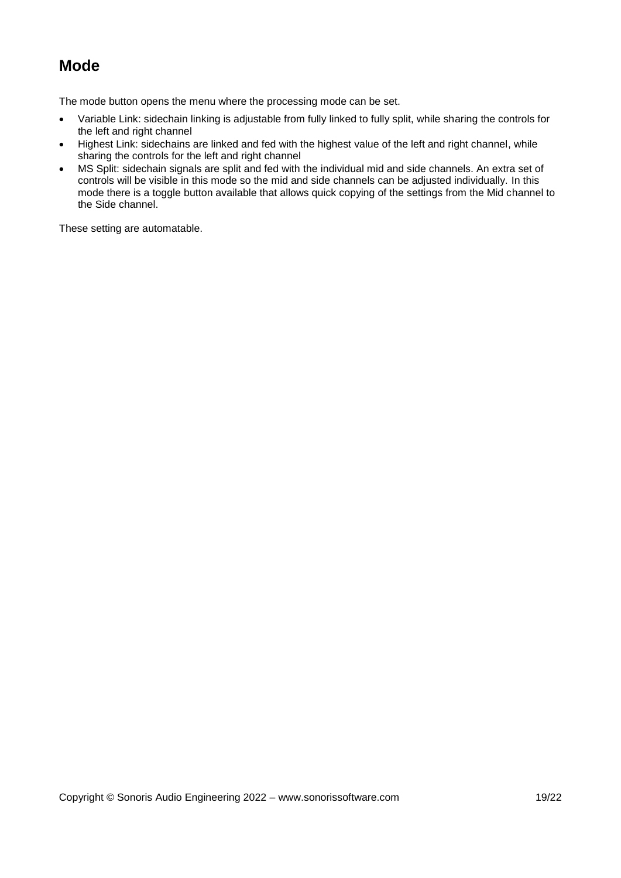## Mode

The mode button opens the menu where the processing mode can be set.

- Variable Link: sidechain linking is adjustable from fully linked to fully split, while sharing the controls for the left and right channel
- Highest Link: sidechains are linked and fed with the highest value of the left and right channel, while sharing the controls for the left and right channel
- MS Split: sidechain signals are split and fed with the individual mid and side channels. An extra set of controls will be visible in this mode so the mid and side channels can be adjusted individually. In this mode there is a toggle button available that allows quick copying of the settings from the Mid channel to the Side channel.

These setting are automatable.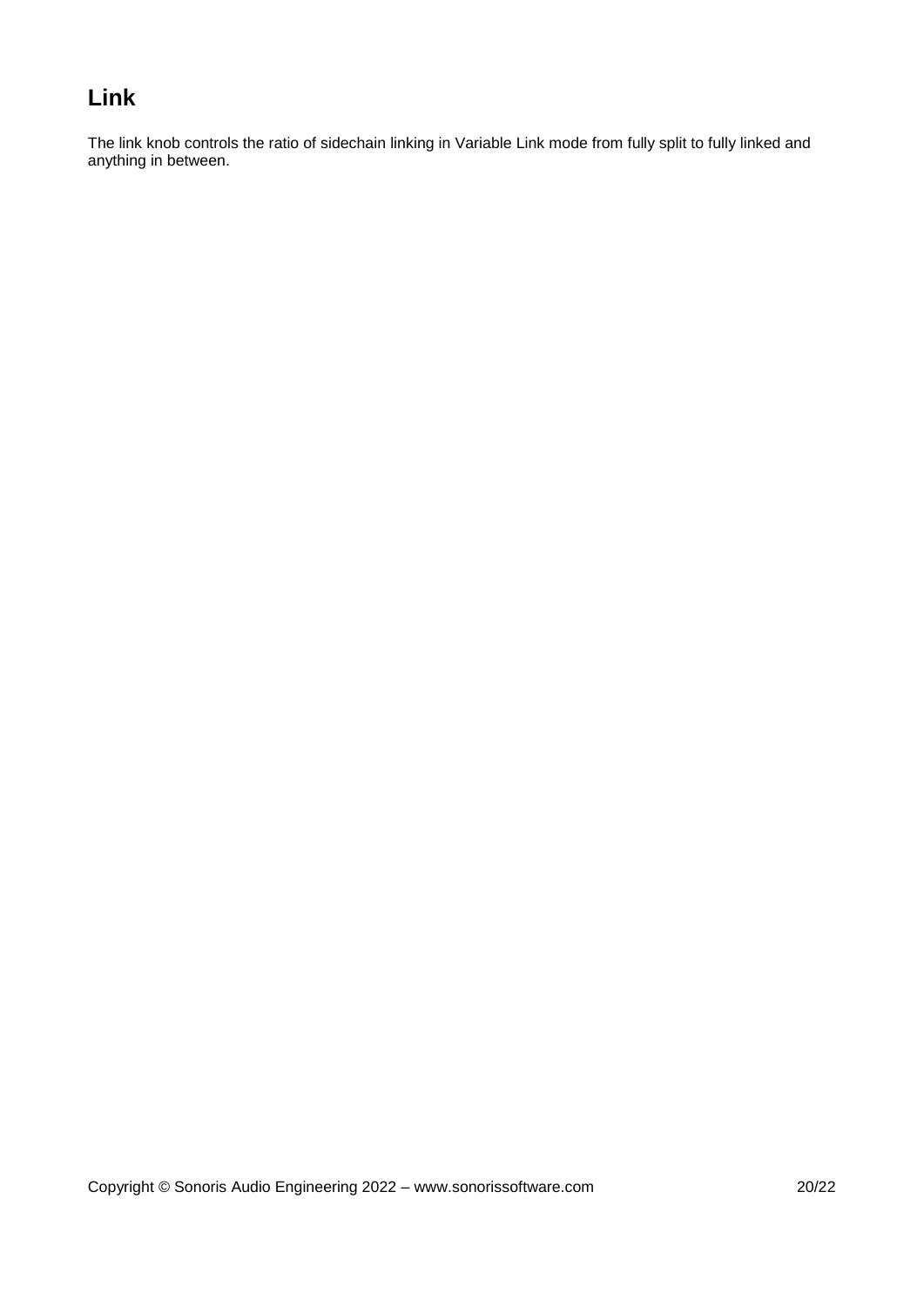## Link

The link knob controls the ratio of sidechain linking in Variable Link mode from fully split to fully linked and anything in between.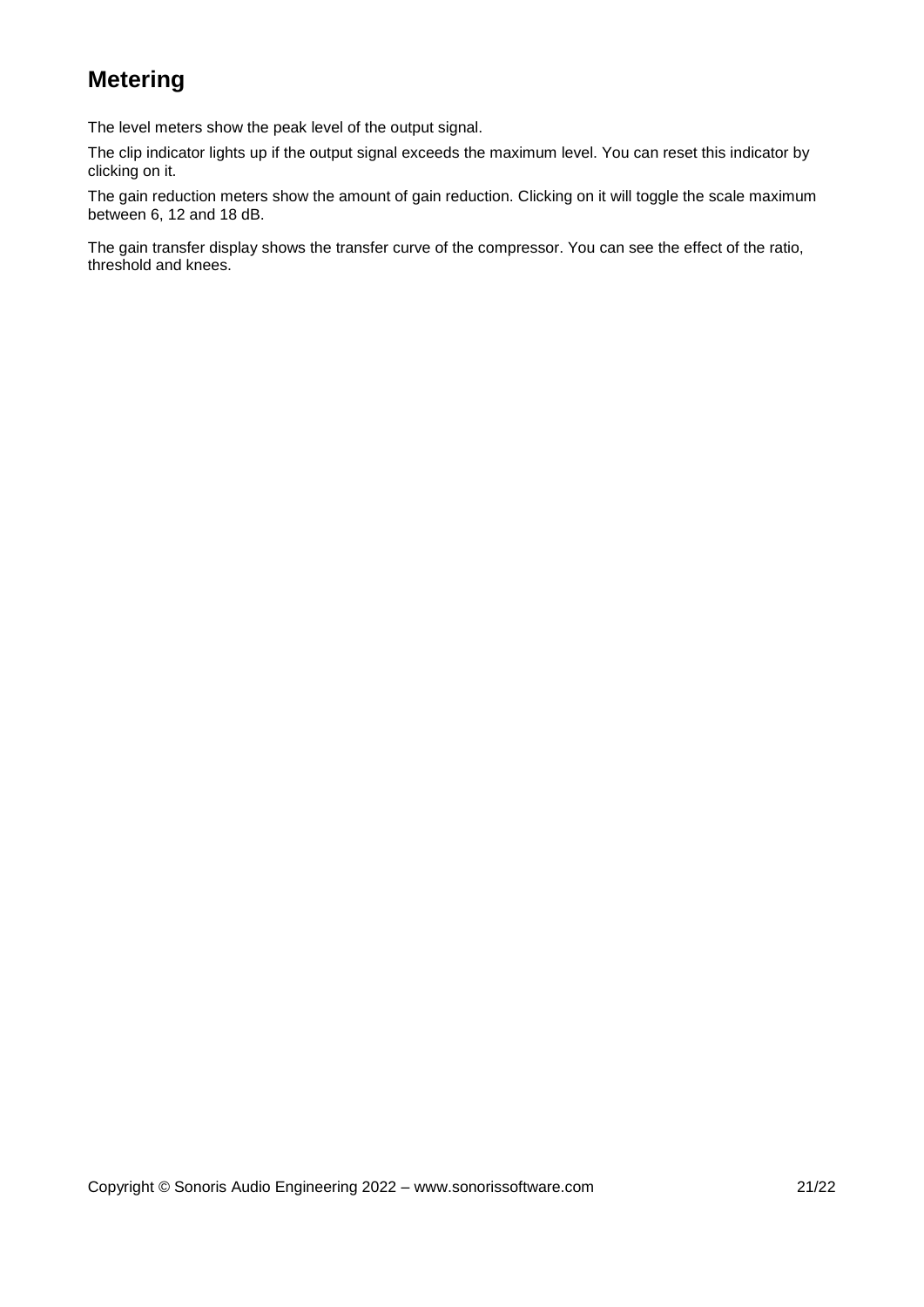## Metering

The level meters show the peak level of the output signal.

The clip indicator lights up if the output signal exceeds the maximum level. You can reset this indicator by clicking on it.

The gain reduction meters show the amount of gain reduction. Clicking on it will toggle the scale maximum between 6, 12 and 18 dB.

The gain transfer display shows the transfer curve of the compressor. You can see the effect of the ratio, threshold and knees.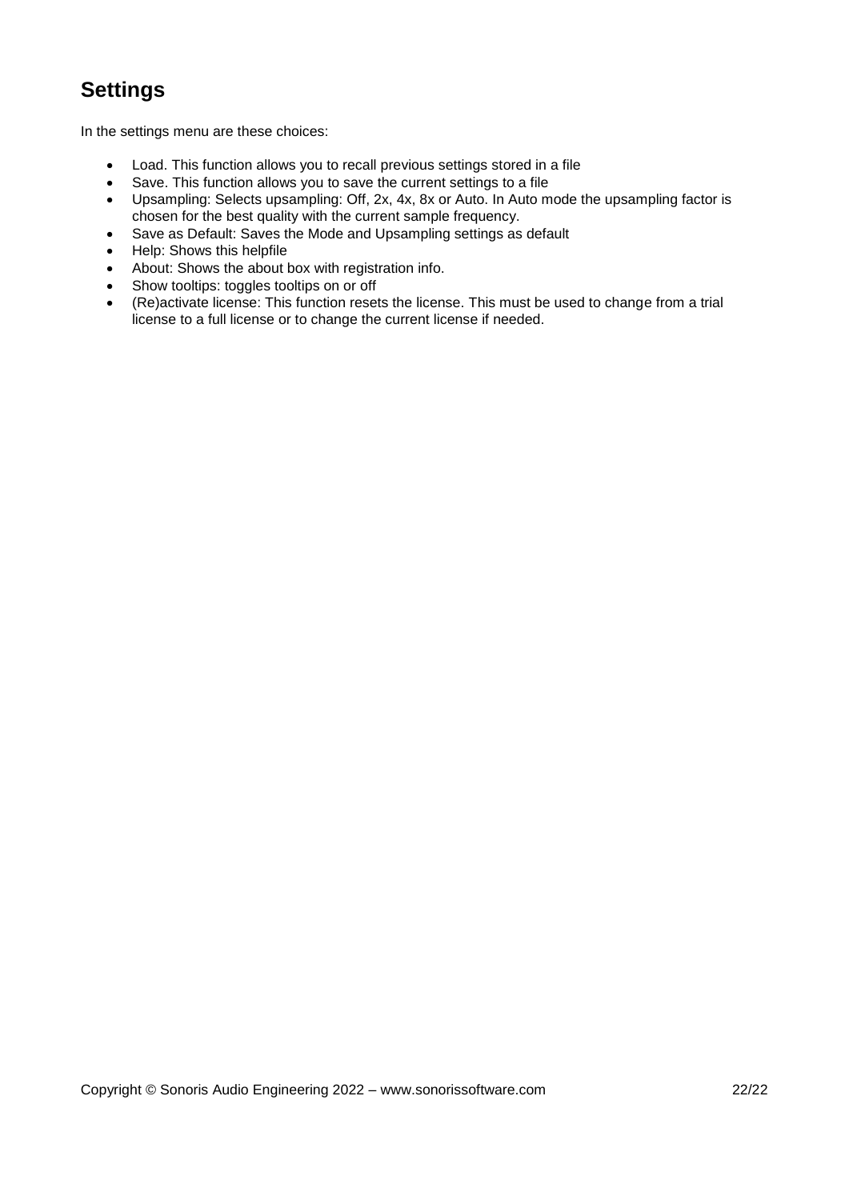## Settings

In the settings menu are these choices:

- Load. This function allows you to recall previous settings stored in a file
- Save. This function allows you to save the current settings to a file
- Upsampling: Selects upsampling: Off, 2x, 4x, 8x or Auto. In Auto mode the upsampling factor is chosen for the best quality with the current sample frequency.
- Save as Default: Saves the Mode and Upsampling settings as default
- Help: Shows this helpfile
- About: Shows the about box with registration info.
- Show tooltips: toggles tooltips on or off
- (Re)activate license: This function resets the license. This must be used to change from a trial license to a full license or to change the current license if needed.